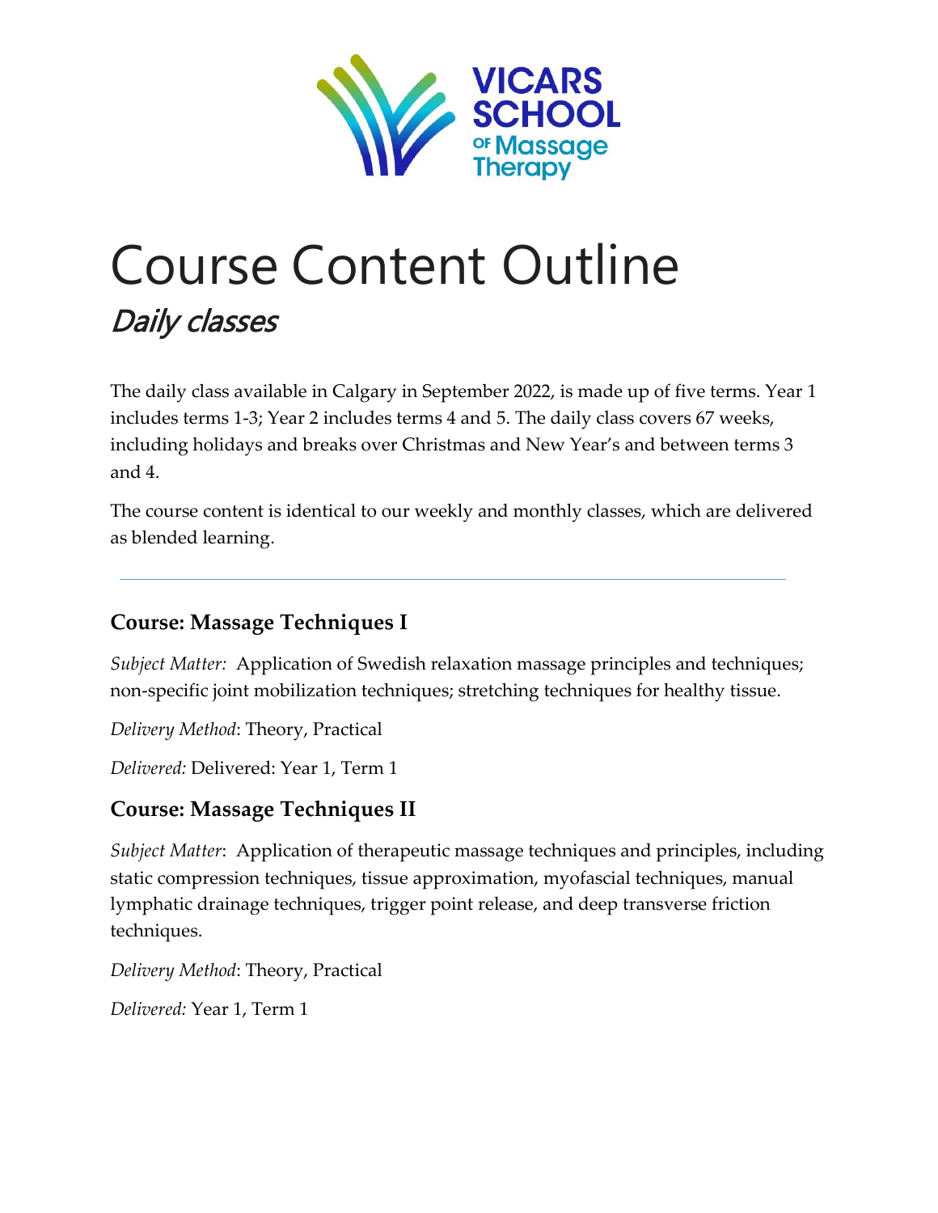VICARS SCHOOL OF Massage Therapy

# Course Content Outline

## *Daily classes*

The daily class available in Calgary in September 2022, is made up of five terms. Year 1 includes terms 1-3; Year 2 includes terms 4 and 5. The daily class covers 67 weeks, including holidays and breaks over Christmas and New Year's and between terms 3 and 4.

The course content is identical to our weekly and monthly classes, which are delivered as blended learning.

---

### Course: Massage Techniques I

*Subject Matter:* Application of Swedish relaxation massage principles and techniques; non-specific joint mobilization techniques; stretching techniques for healthy tissue.

*Delivery Method*: Theory, Practical

*Delivered:* Delivered: Year 1, Term 1

### Course: Massage Techniques II

*Subject Matter*: Application of therapeutic massage techniques and principles, including static compression techniques, tissue approximation, myofascial techniques, manual lymphatic drainage techniques, trigger point release, and deep transverse friction techniques.

*Delivery Method*: Theory, Practical

*Delivered:* Year 1, Term 1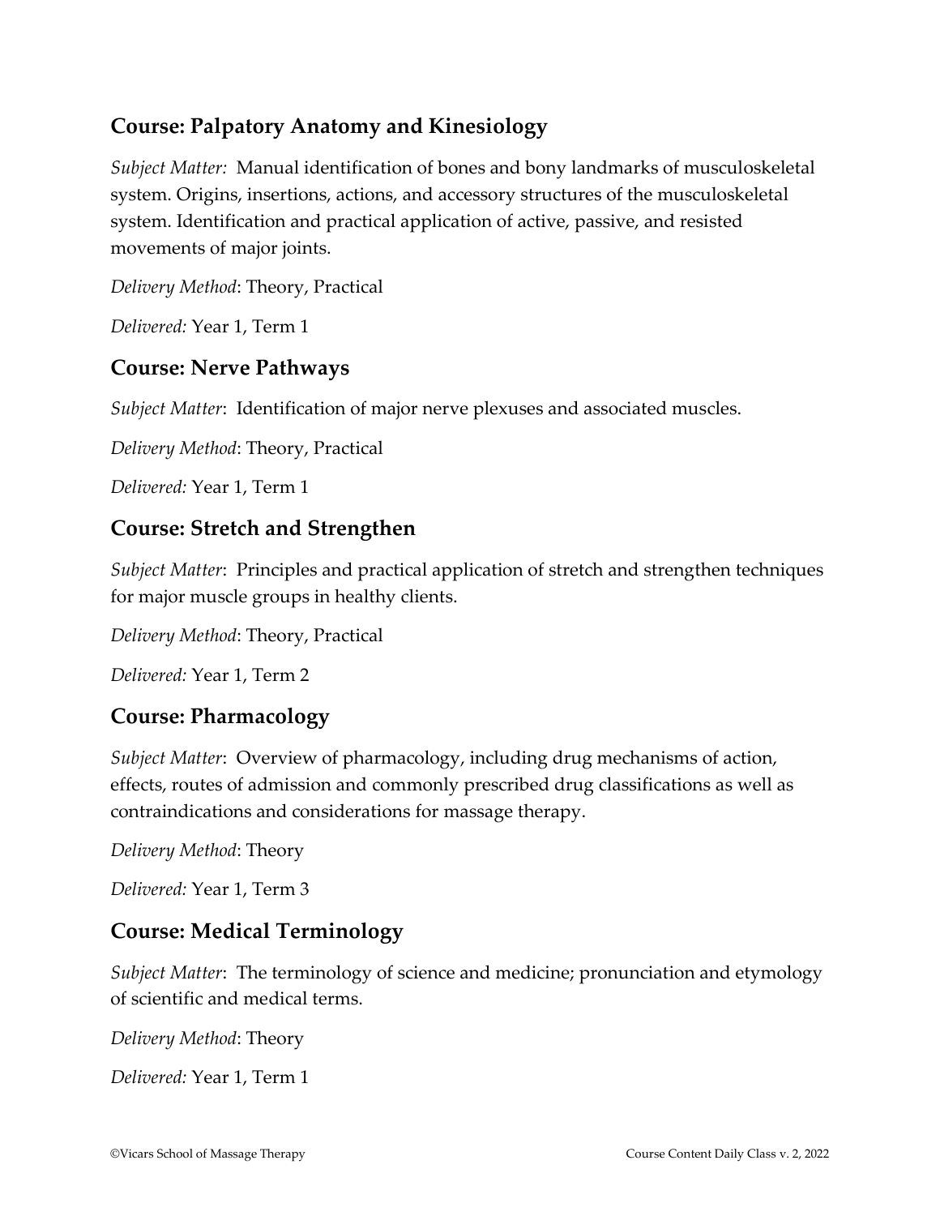## Course: Palpatory Anatomy and Kinesiology

*Subject Matter:* Manual identification of bones and bony landmarks of musculoskeletal system. Origins, insertions, actions, and accessory structures of the musculoskeletal system. Identification and practical application of active, passive, and resisted movements of major joints.

*Delivery Method*: Theory, Practical

*Delivered:* Year 1, Term 1

## Course: Nerve Pathways

*Subject Matter*: Identification of major nerve plexuses and associated muscles.

*Delivery Method*: Theory, Practical

*Delivered:* Year 1, Term 1

## Course: Stretch and Strengthen

*Subject Matter*: Principles and practical application of stretch and strengthen techniques for major muscle groups in healthy clients.

*Delivery Method*: Theory, Practical

*Delivered:* Year 1, Term 2

## Course: Pharmacology

*Subject Matter*: Overview of pharmacology, including drug mechanisms of action, effects, routes of admission and commonly prescribed drug classifications as well as contraindications and considerations for massage therapy.

*Delivery Method*: Theory

*Delivered:* Year 1, Term 3

## Course: Medical Terminology

*Subject Matter*: The terminology of science and medicine; pronunciation and etymology of scientific and medical terms.

*Delivery Method*: Theory

*Delivered:* Year 1, Term 1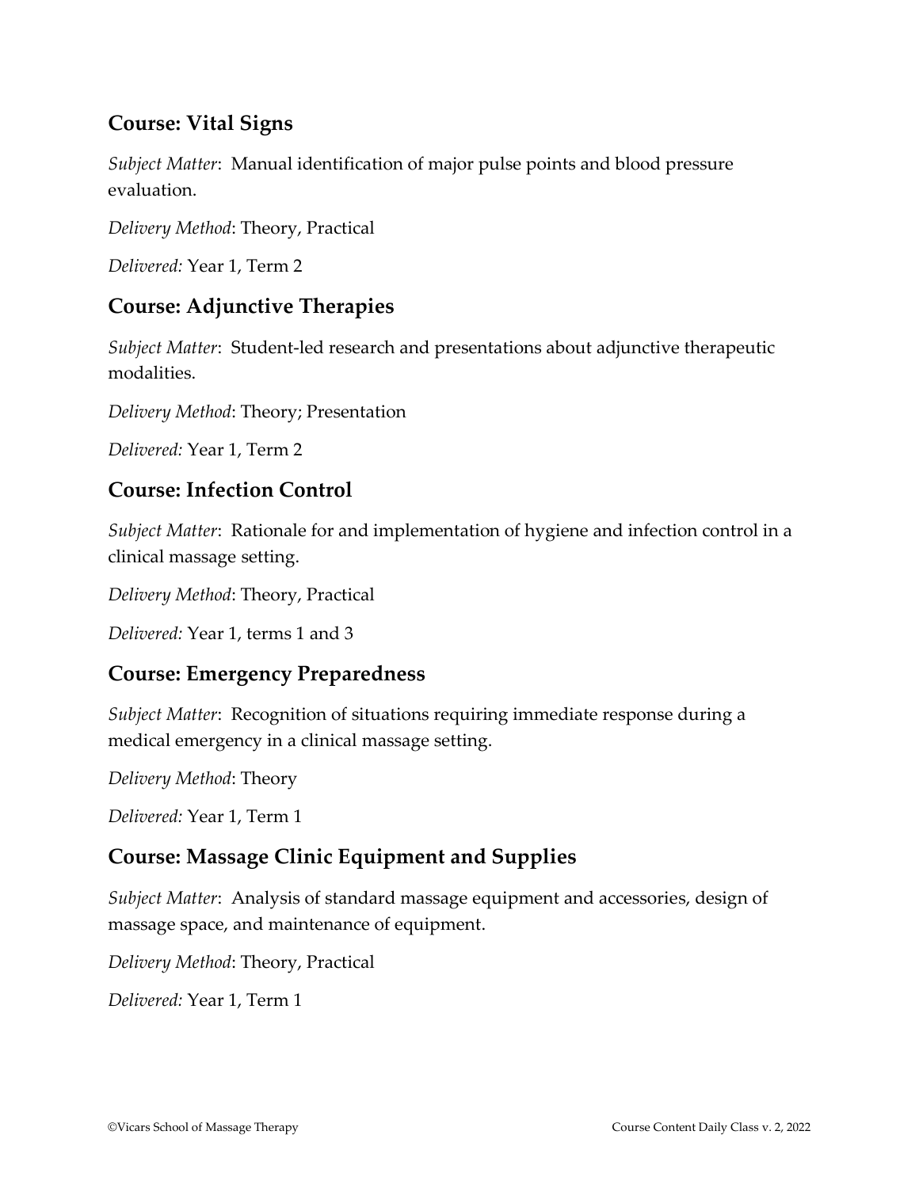## Course: Vital Signs

*Subject Matter*: Manual identification of major pulse points and blood pressure evaluation.

*Delivery Method*: Theory, Practical

*Delivered:* Year 1, Term 2

## Course: Adjunctive Therapies

*Subject Matter*: Student-led research and presentations about adjunctive therapeutic modalities.

*Delivery Method*: Theory; Presentation

*Delivered:* Year 1, Term 2

## Course: Infection Control

*Subject Matter*: Rationale for and implementation of hygiene and infection control in a clinical massage setting.

*Delivery Method*: Theory, Practical

*Delivered:* Year 1, terms 1 and 3

## Course: Emergency Preparedness

*Subject Matter*: Recognition of situations requiring immediate response during a medical emergency in a clinical massage setting.

*Delivery Method*: Theory

*Delivered:* Year 1, Term 1

## Course: Massage Clinic Equipment and Supplies

*Subject Matter*: Analysis of standard massage equipment and accessories, design of massage space, and maintenance of equipment.

*Delivery Method*: Theory, Practical

*Delivered:* Year 1, Term 1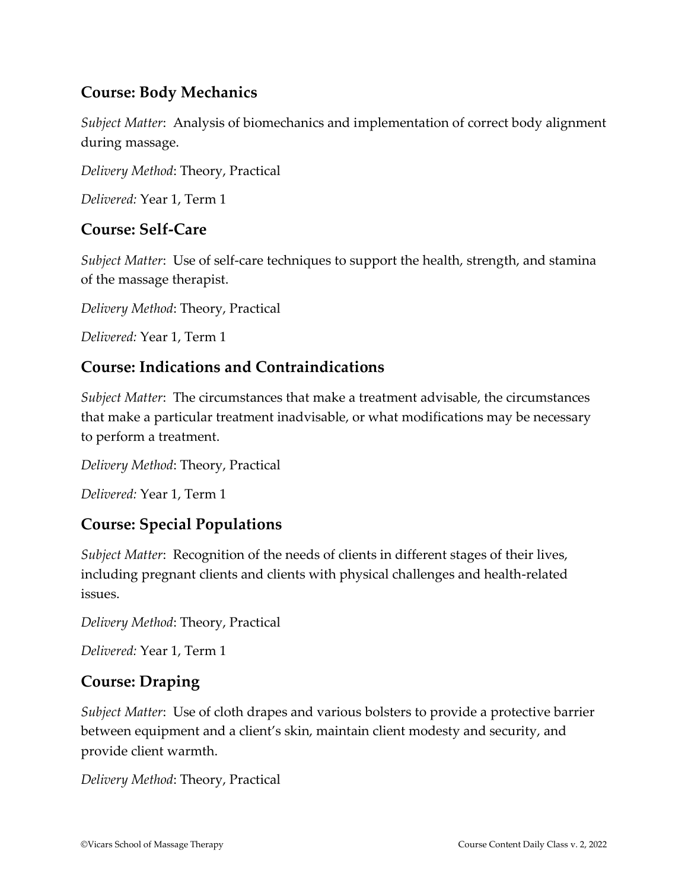## Course: Body Mechanics

*Subject Matter*: Analysis of biomechanics and implementation of correct body alignment during massage.

*Delivery Method*: Theory, Practical

*Delivered:* Year 1, Term 1

## Course: Self-Care

*Subject Matter*: Use of self-care techniques to support the health, strength, and stamina of the massage therapist.

*Delivery Method*: Theory, Practical

*Delivered:* Year 1, Term 1

## Course: Indications and Contraindications

*Subject Matter*: The circumstances that make a treatment advisable, the circumstances that make a particular treatment inadvisable, or what modifications may be necessary to perform a treatment.

*Delivery Method*: Theory, Practical

*Delivered:* Year 1, Term 1

## Course: Special Populations

*Subject Matter*: Recognition of the needs of clients in different stages of their lives, including pregnant clients and clients with physical challenges and health-related issues.

*Delivery Method*: Theory, Practical

*Delivered:* Year 1, Term 1

## Course: Draping

*Subject Matter*: Use of cloth drapes and various bolsters to provide a protective barrier between equipment and a client's skin, maintain client modesty and security, and provide client warmth.

*Delivery Method*: Theory, Practical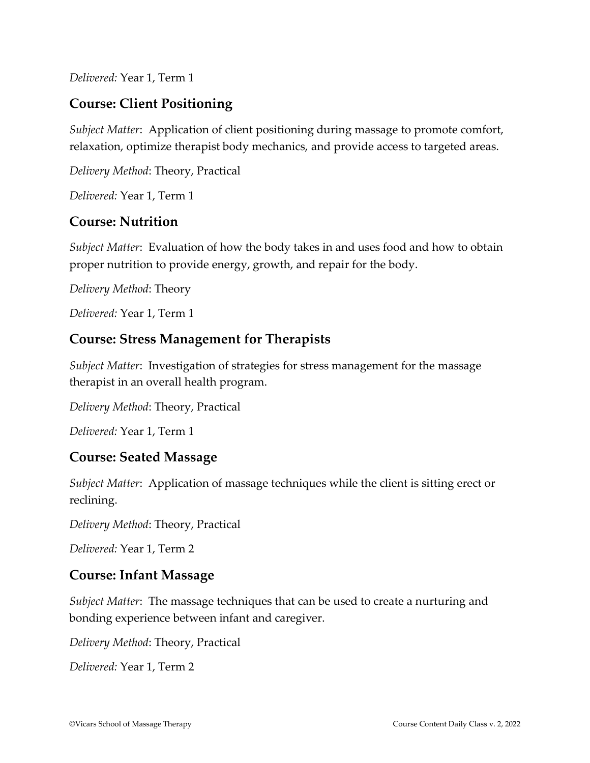*Delivered:* Year 1, Term 1

## Course: Client Positioning

*Subject Matter*: Application of client positioning during massage to promote comfort, relaxation, optimize therapist body mechanics, and provide access to targeted areas.

*Delivery Method*: Theory, Practical

*Delivered:* Year 1, Term 1

## Course: Nutrition

*Subject Matter*: Evaluation of how the body takes in and uses food and how to obtain proper nutrition to provide energy, growth, and repair for the body.

*Delivery Method*: Theory

*Delivered:* Year 1, Term 1

## Course: Stress Management for Therapists

*Subject Matter*: Investigation of strategies for stress management for the massage therapist in an overall health program.

*Delivery Method*: Theory, Practical

*Delivered:* Year 1, Term 1

## Course: Seated Massage

*Subject Matter*: Application of massage techniques while the client is sitting erect or reclining.

*Delivery Method*: Theory, Practical

*Delivered:* Year 1, Term 2

## Course: Infant Massage

*Subject Matter*: The massage techniques that can be used to create a nurturing and bonding experience between infant and caregiver.

*Delivery Method*: Theory, Practical

*Delivered:* Year 1, Term 2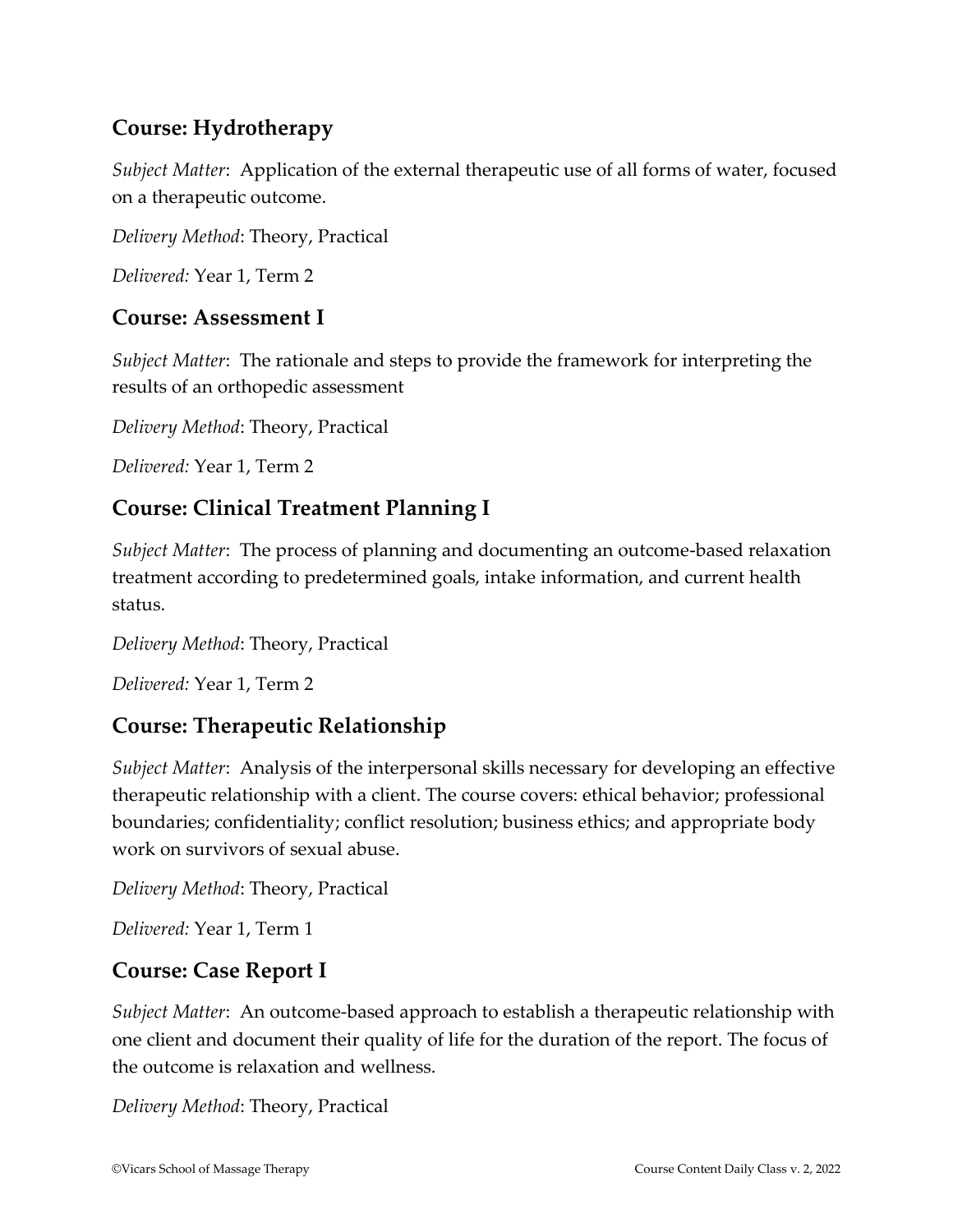## Course: Hydrotherapy

*Subject Matter*:  Application of the external therapeutic use of all forms of water, focused on a therapeutic outcome.

*Delivery Method*: Theory, Practical

*Delivered:* Year 1, Term 2

## Course: Assessment I

*Subject Matter*:  The rationale and steps to provide the framework for interpreting the results of an orthopedic assessment

*Delivery Method*: Theory, Practical

*Delivered:* Year 1, Term 2

## Course: Clinical Treatment Planning I

*Subject Matter*:  The process of planning and documenting an outcome-based relaxation treatment according to predetermined goals, intake information, and current health status.

*Delivery Method*: Theory, Practical

*Delivered:* Year 1, Term 2

## Course: Therapeutic Relationship

*Subject Matter*:  Analysis of the interpersonal skills necessary for developing an effective therapeutic relationship with a client. The course covers: ethical behavior; professional boundaries; confidentiality; conflict resolution; business ethics; and appropriate body work on survivors of sexual abuse.

*Delivery Method*: Theory, Practical

*Delivered:* Year 1, Term 1

## Course: Case Report I

*Subject Matter*:  An outcome-based approach to establish a therapeutic relationship with one client and document their quality of life for the duration of the report. The focus of the outcome is relaxation and wellness.

*Delivery Method*: Theory, Practical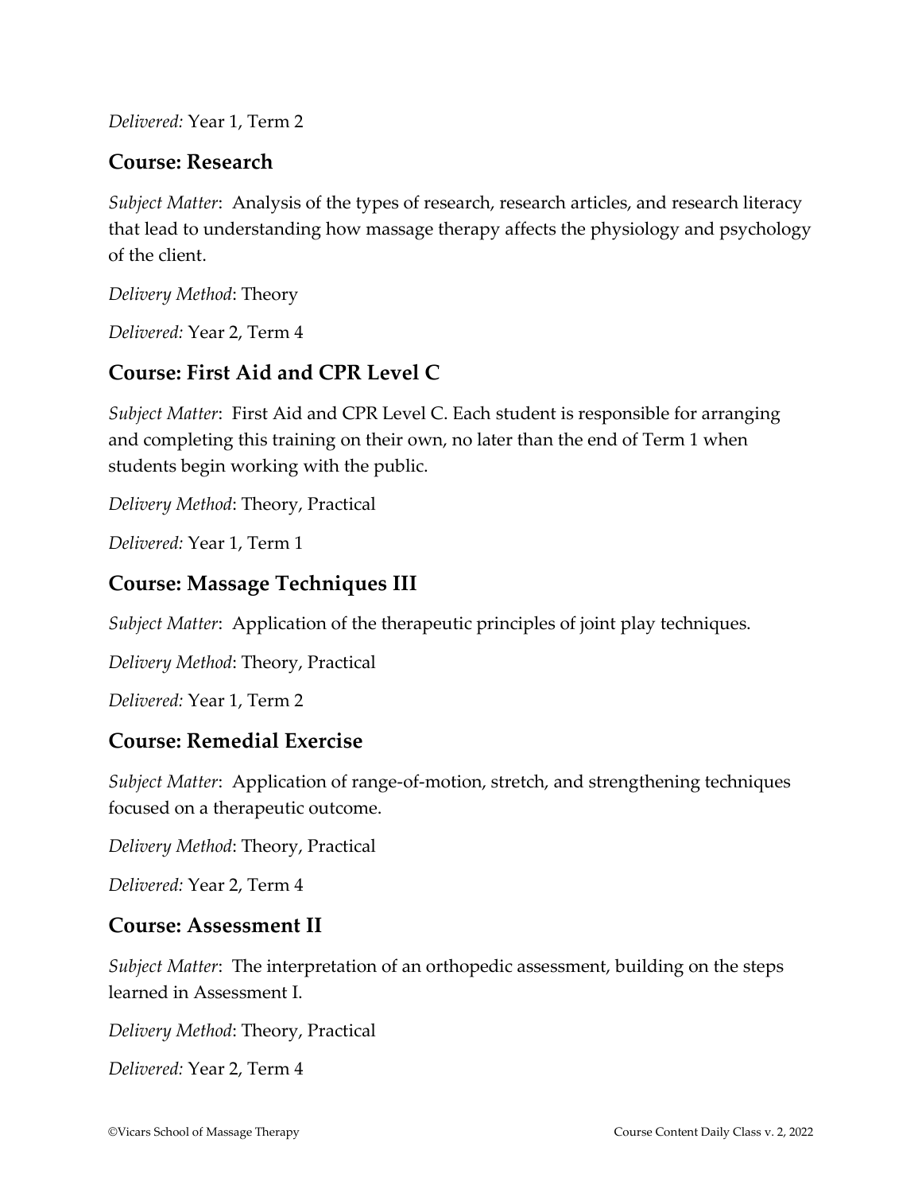*Delivered:* Year 1, Term 2

## Course: Research

*Subject Matter*: Analysis of the types of research, research articles, and research literacy that lead to understanding how massage therapy affects the physiology and psychology of the client.

*Delivery Method*: Theory

*Delivered:* Year 2, Term 4

## Course: First Aid and CPR Level C

*Subject Matter*: First Aid and CPR Level C. Each student is responsible for arranging and completing this training on their own, no later than the end of Term 1 when students begin working with the public.

*Delivery Method*: Theory, Practical

*Delivered:* Year 1, Term 1

## Course: Massage Techniques III

*Subject Matter*: Application of the therapeutic principles of joint play techniques.

*Delivery Method*: Theory, Practical

*Delivered:* Year 1, Term 2

## Course: Remedial Exercise

*Subject Matter*: Application of range-of-motion, stretch, and strengthening techniques focused on a therapeutic outcome.

*Delivery Method*: Theory, Practical

*Delivered:* Year 2, Term 4

## Course: Assessment II

*Subject Matter*: The interpretation of an orthopedic assessment, building on the steps learned in Assessment I.

*Delivery Method*: Theory, Practical

*Delivered:* Year 2, Term 4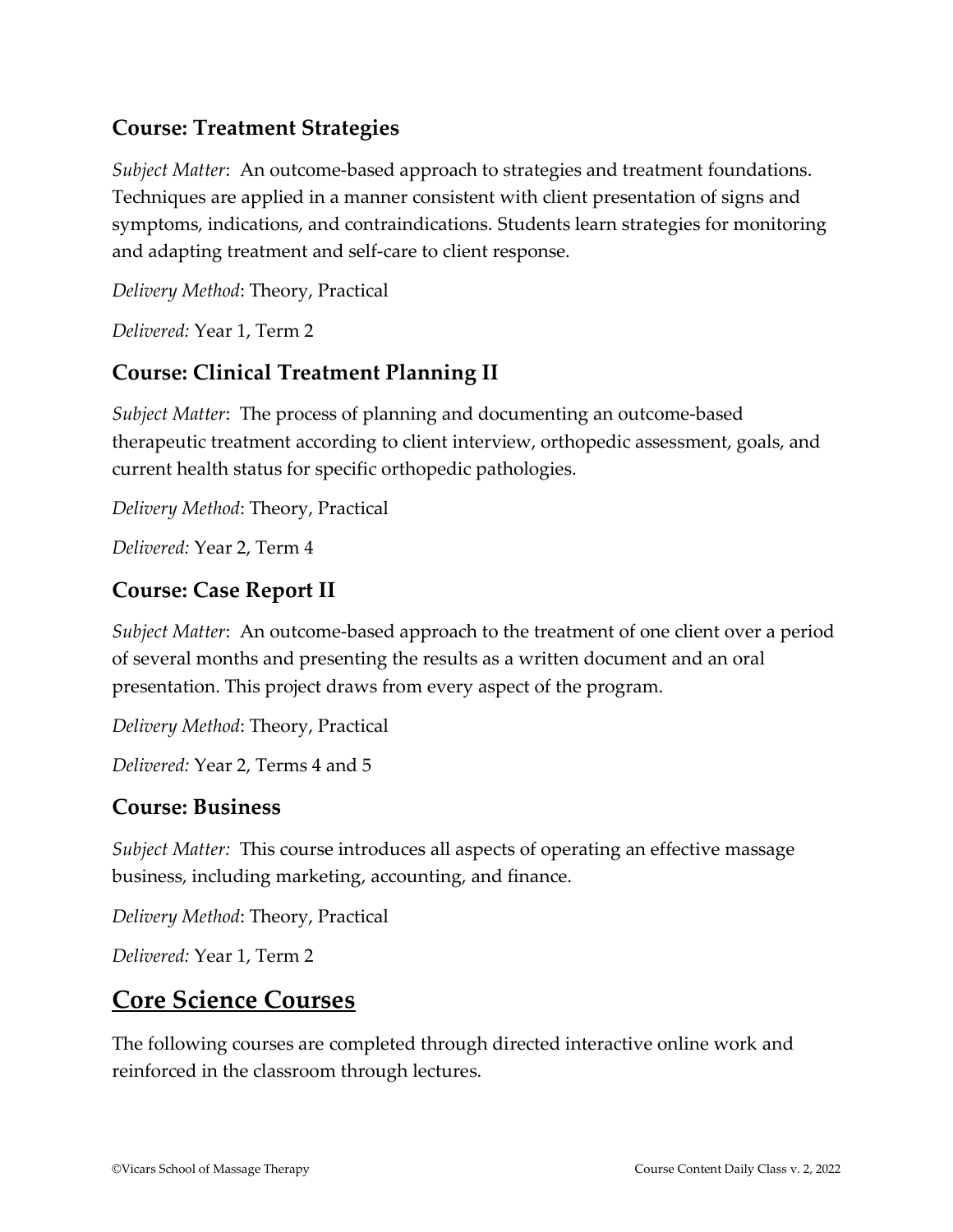### Course: Treatment Strategies

*Subject Matter*: An outcome-based approach to strategies and treatment foundations. Techniques are applied in a manner consistent with client presentation of signs and symptoms, indications, and contraindications. Students learn strategies for monitoring and adapting treatment and self-care to client response.

*Delivery Method*: Theory, Practical

*Delivered:* Year 1, Term 2

### Course: Clinical Treatment Planning II

*Subject Matter*: The process of planning and documenting an outcome-based therapeutic treatment according to client interview, orthopedic assessment, goals, and current health status for specific orthopedic pathologies.

*Delivery Method*: Theory, Practical

*Delivered:* Year 2, Term 4

### Course: Case Report II

*Subject Matter*: An outcome-based approach to the treatment of one client over a period of several months and presenting the results as a written document and an oral presentation. This project draws from every aspect of the program.

*Delivery Method*: Theory, Practical

*Delivered:* Year 2, Terms 4 and 5

### Course: Business

*Subject Matter:* This course introduces all aspects of operating an effective massage business, including marketing, accounting, and finance.

*Delivery Method*: Theory, Practical

*Delivered:* Year 1, Term 2

## Core Science Courses

The following courses are completed through directed interactive online work and reinforced in the classroom through lectures.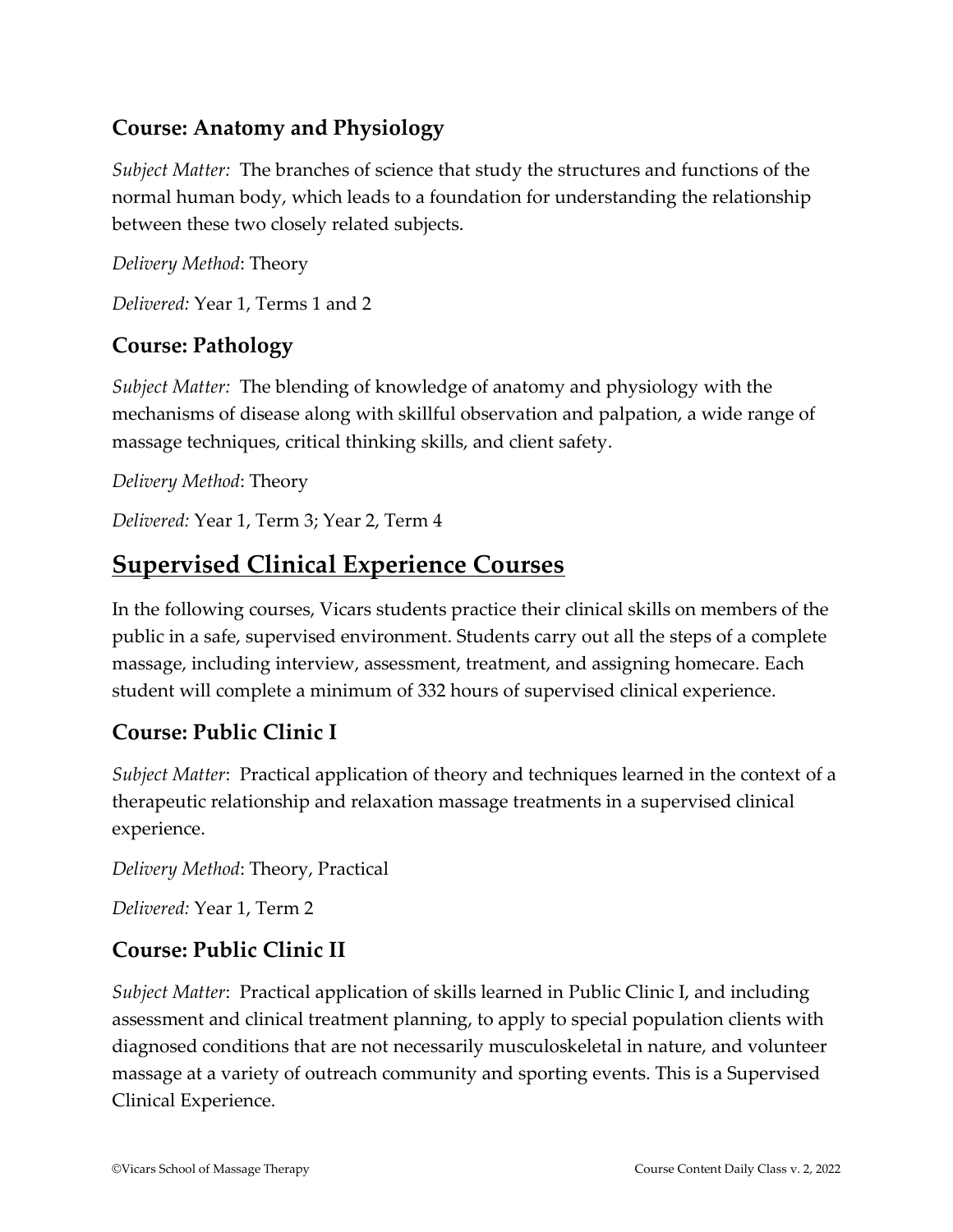### Course: Anatomy and Physiology

*Subject Matter:* The branches of science that study the structures and functions of the normal human body, which leads to a foundation for understanding the relationship between these two closely related subjects.

*Delivery Method*: Theory

*Delivered:* Year 1, Terms 1 and 2

### Course: Pathology

*Subject Matter:* The blending of knowledge of anatomy and physiology with the mechanisms of disease along with skillful observation and palpation, a wide range of massage techniques, critical thinking skills, and client safety.

*Delivery Method*: Theory

*Delivered:* Year 1, Term 3; Year 2, Term 4

## Supervised Clinical Experience Courses

In the following courses, Vicars students practice their clinical skills on members of the public in a safe, supervised environment. Students carry out all the steps of a complete massage, including interview, assessment, treatment, and assigning homecare. Each student will complete a minimum of 332 hours of supervised clinical experience.

### Course: Public Clinic I

*Subject Matter*: Practical application of theory and techniques learned in the context of a therapeutic relationship and relaxation massage treatments in a supervised clinical experience.

*Delivery Method*: Theory, Practical

*Delivered:* Year 1, Term 2

### Course: Public Clinic II

*Subject Matter*: Practical application of skills learned in Public Clinic I, and including assessment and clinical treatment planning, to apply to special population clients with diagnosed conditions that are not necessarily musculoskeletal in nature, and volunteer massage at a variety of outreach community and sporting events. This is a Supervised Clinical Experience.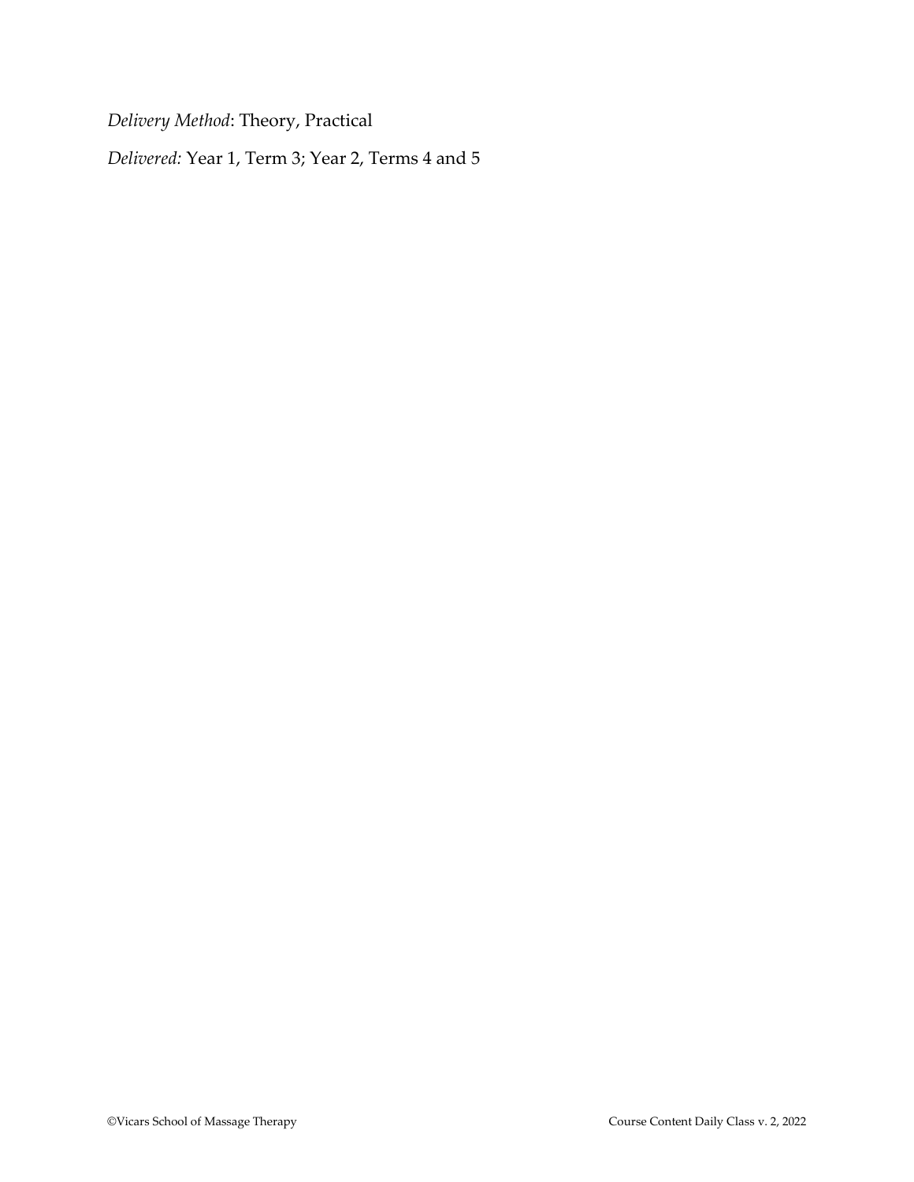*Delivery Method*: Theory, Practical

*Delivered:* Year 1, Term 3; Year 2, Terms 4 and 5